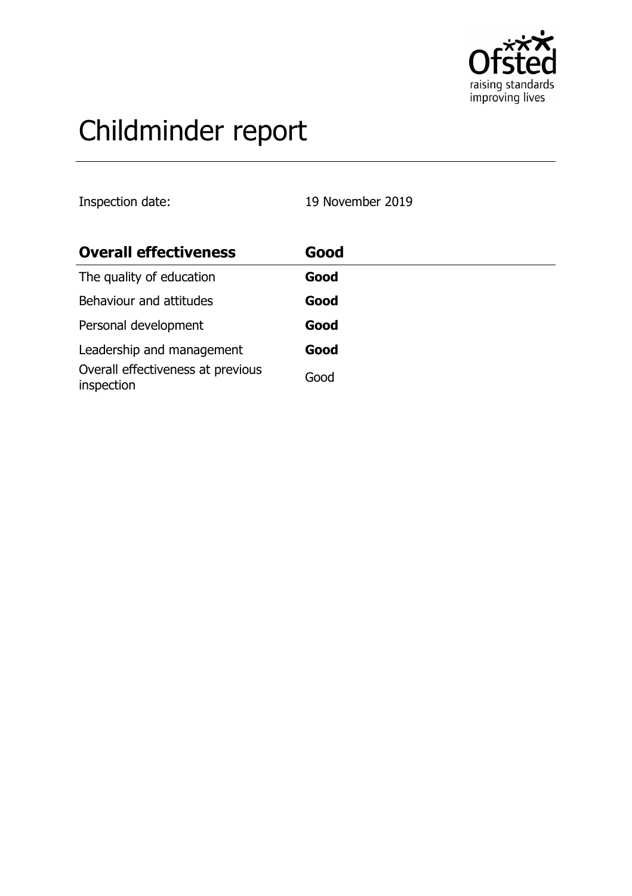# Childminder report

Inspection date: 19 November 2019

| **Overall effectiveness** | **Good** |
| --- | --- |
| The quality of education | **Good** |
| Behaviour and attitudes | **Good** |
| Personal development | **Good** |
| Leadership and management | **Good** |
| Overall effectiveness at previous inspection | Good |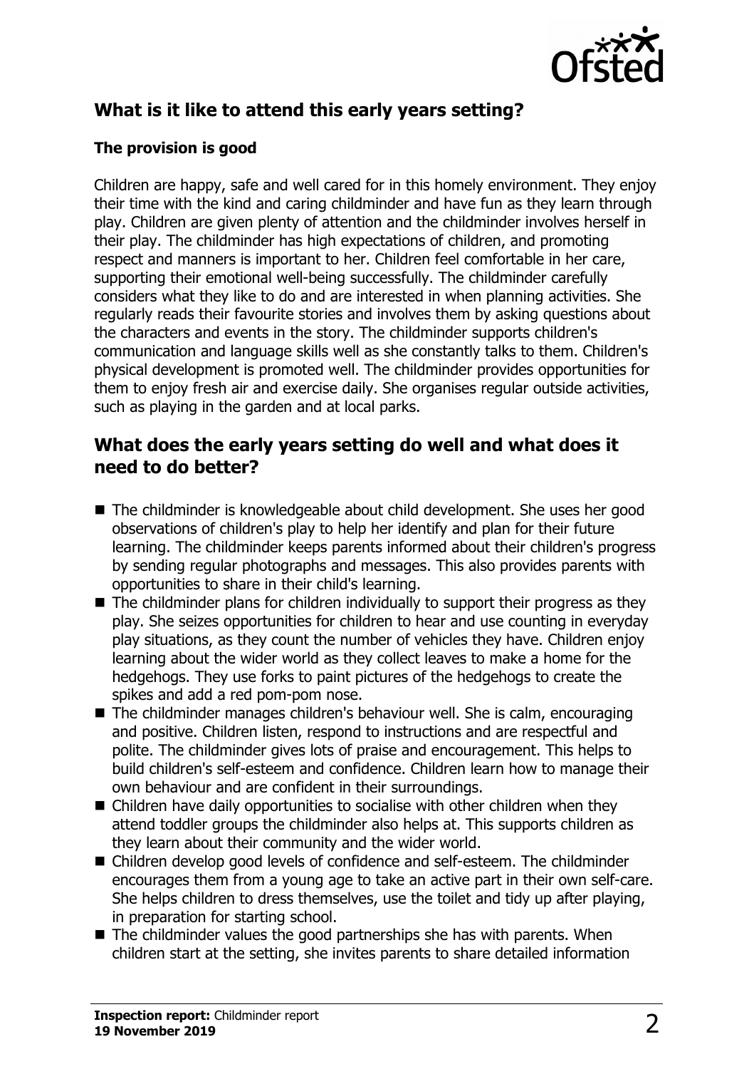## What is it like to attend this early years setting?

### The provision is good

Children are happy, safe and well cared for in this homely environment. They enjoy their time with the kind and caring childminder and have fun as they learn through play. Children are given plenty of attention and the childminder involves herself in their play. The childminder has high expectations of children, and promoting respect and manners is important to her. Children feel comfortable in her care, supporting their emotional well-being successfully. The childminder carefully considers what they like to do and are interested in when planning activities. She regularly reads their favourite stories and involves them by asking questions about the characters and events in the story. The childminder supports children's communication and language skills well as she constantly talks to them. Children's physical development is promoted well. The childminder provides opportunities for them to enjoy fresh air and exercise daily. She organises regular outside activities, such as playing in the garden and at local parks.

## What does the early years setting do well and what does it need to do better?

- The childminder is knowledgeable about child development. She uses her good observations of children's play to help her identify and plan for their future learning. The childminder keeps parents informed about their children's progress by sending regular photographs and messages. This also provides parents with opportunities to share in their child's learning.
- The childminder plans for children individually to support their progress as they play. She seizes opportunities for children to hear and use counting in everyday play situations, as they count the number of vehicles they have. Children enjoy learning about the wider world as they collect leaves to make a home for the hedgehogs. They use forks to paint pictures of the hedgehogs to create the spikes and add a red pom-pom nose.
- The childminder manages children's behaviour well. She is calm, encouraging and positive. Children listen, respond to instructions and are respectful and polite. The childminder gives lots of praise and encouragement. This helps to build children's self-esteem and confidence. Children learn how to manage their own behaviour and are confident in their surroundings.
- Children have daily opportunities to socialise with other children when they attend toddler groups the childminder also helps at. This supports children as they learn about their community and the wider world.
- Children develop good levels of confidence and self-esteem. The childminder encourages them from a young age to take an active part in their own self-care. She helps children to dress themselves, use the toilet and tidy up after playing, in preparation for starting school.
- The childminder values the good partnerships she has with parents. When children start at the setting, she invites parents to share detailed information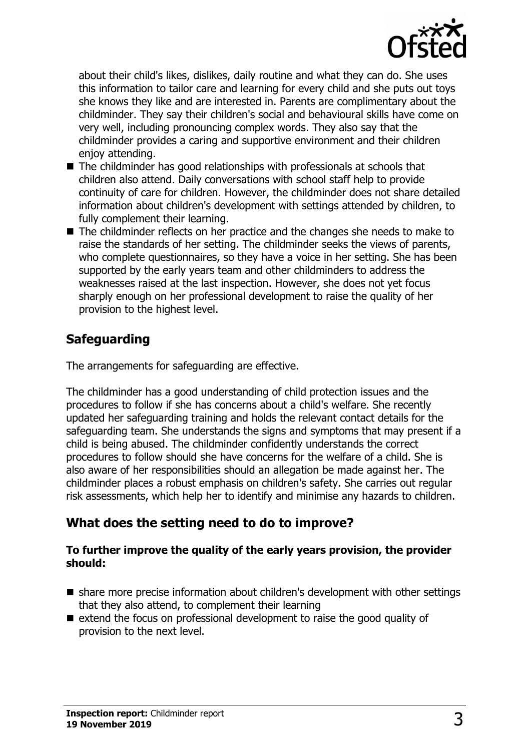about their child's likes, dislikes, daily routine and what they can do. She uses this information to tailor care and learning for every child and she puts out toys she knows they like and are interested in. Parents are complimentary about the childminder. They say their children's social and behavioural skills have come on very well, including pronouncing complex words. They also say that the childminder provides a caring and supportive environment and their children enjoy attending.

- The childminder has good relationships with professionals at schools that children also attend. Daily conversations with school staff help to provide continuity of care for children. However, the childminder does not share detailed information about children's development with settings attended by children, to fully complement their learning.
- The childminder reflects on her practice and the changes she needs to make to raise the standards of her setting. The childminder seeks the views of parents, who complete questionnaires, so they have a voice in her setting. She has been supported by the early years team and other childminders to address the weaknesses raised at the last inspection. However, she does not yet focus sharply enough on her professional development to raise the quality of her provision to the highest level.

## Safeguarding

The arrangements for safeguarding are effective.

The childminder has a good understanding of child protection issues and the procedures to follow if she has concerns about a child's welfare. She recently updated her safeguarding training and holds the relevant contact details for the safeguarding team. She understands the signs and symptoms that may present if a child is being abused. The childminder confidently understands the correct procedures to follow should she have concerns for the welfare of a child. She is also aware of her responsibilities should an allegation be made against her. The childminder places a robust emphasis on children's safety. She carries out regular risk assessments, which help her to identify and minimise any hazards to children.

## What does the setting need to do to improve?

**To further improve the quality of the early years provision, the provider should:**

- share more precise information about children's development with other settings that they also attend, to complement their learning
- extend the focus on professional development to raise the good quality of provision to the next level.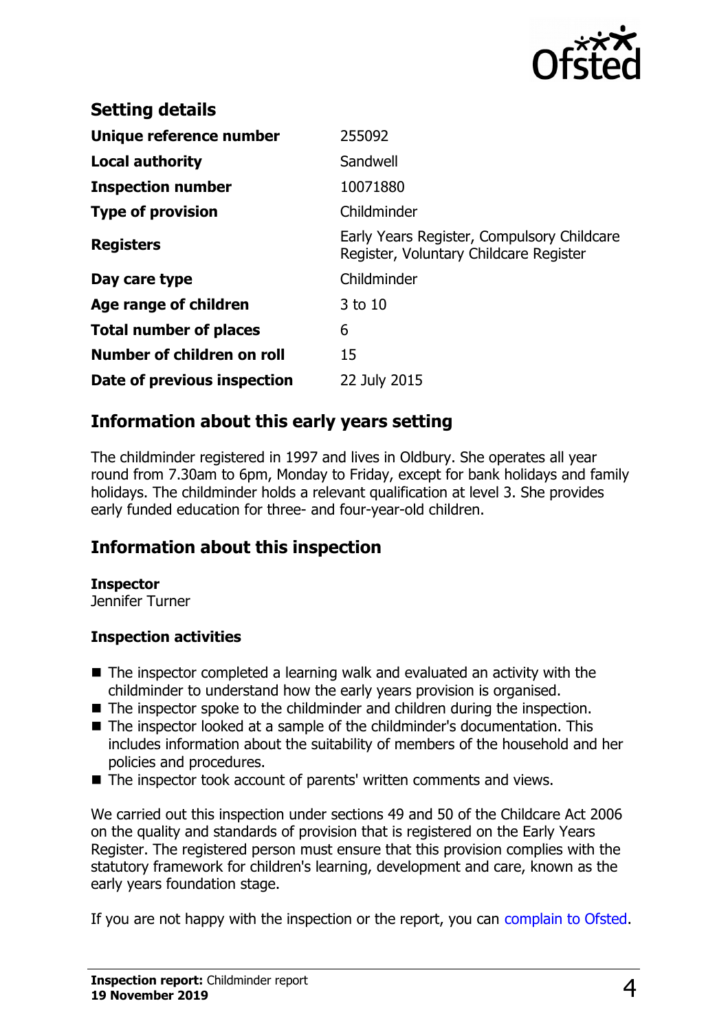## Setting details

| | |
|---|---|
| **Unique reference number** | 255092 |
| **Local authority** | Sandwell |
| **Inspection number** | 10071880 |
| **Type of provision** | Childminder |
| **Registers** | Early Years Register, Compulsory Childcare Register, Voluntary Childcare Register |
| **Day care type** | Childminder |
| **Age range of children** | 3 to 10 |
| **Total number of places** | 6 |
| **Number of children on roll** | 15 |
| **Date of previous inspection** | 22 July 2015 |

## Information about this early years setting

The childminder registered in 1997 and lives in Oldbury. She operates all year round from 7.30am to 6pm, Monday to Friday, except for bank holidays and family holidays. The childminder holds a relevant qualification at level 3. She provides early funded education for three- and four-year-old children.

## Information about this inspection

**Inspector**
Jennifer Turner

### Inspection activities

- The inspector completed a learning walk and evaluated an activity with the childminder to understand how the early years provision is organised.
- The inspector spoke to the childminder and children during the inspection.
- The inspector looked at a sample of the childminder's documentation. This includes information about the suitability of members of the household and her policies and procedures.
- The inspector took account of parents' written comments and views.

We carried out this inspection under sections 49 and 50 of the Childcare Act 2006 on the quality and standards of provision that is registered on the Early Years Register. The registered person must ensure that this provision complies with the statutory framework for children's learning, development and care, known as the early years foundation stage.

If you are not happy with the inspection or the report, you can complain to Ofsted.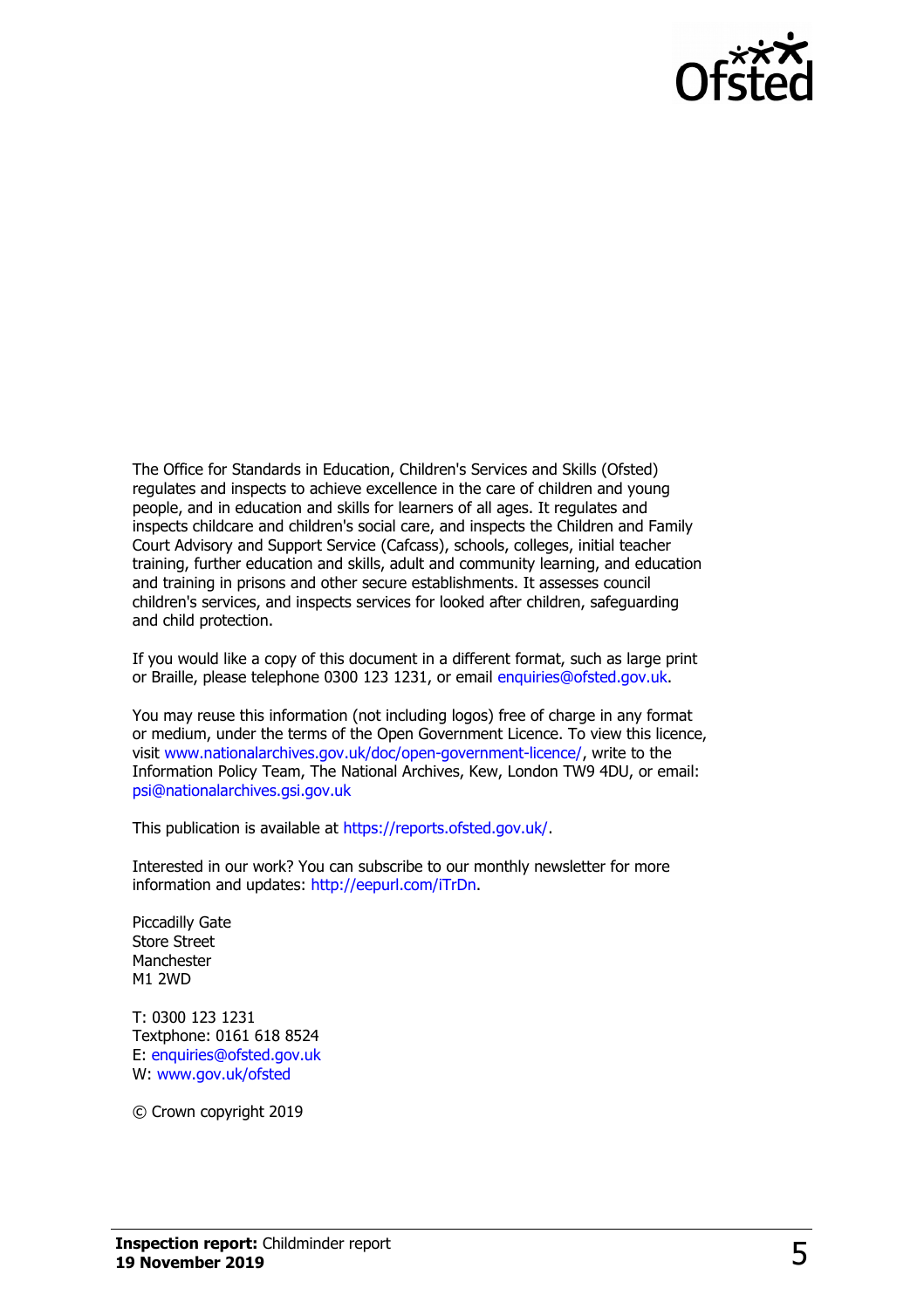The Office for Standards in Education, Children's Services and Skills (Ofsted) regulates and inspects to achieve excellence in the care of children and young people, and in education and skills for learners of all ages. It regulates and inspects childcare and children's social care, and inspects the Children and Family Court Advisory and Support Service (Cafcass), schools, colleges, initial teacher training, further education and skills, adult and community learning, and education and training in prisons and other secure establishments. It assesses council children's services, and inspects services for looked after children, safeguarding and child protection.

If you would like a copy of this document in a different format, such as large print or Braille, please telephone 0300 123 1231, or email enquiries@ofsted.gov.uk.

You may reuse this information (not including logos) free of charge in any format or medium, under the terms of the Open Government Licence. To view this licence, visit www.nationalarchives.gov.uk/doc/open-government-licence/, write to the Information Policy Team, The National Archives, Kew, London TW9 4DU, or email: psi@nationalarchives.gsi.gov.uk

This publication is available at https://reports.ofsted.gov.uk/.

Interested in our work? You can subscribe to our monthly newsletter for more information and updates: http://eepurl.com/iTrDn.

Piccadilly Gate
Store Street
Manchester
M1 2WD

T: 0300 123 1231
Textphone: 0161 618 8524
E: enquiries@ofsted.gov.uk
W: www.gov.uk/ofsted

© Crown copyright 2019